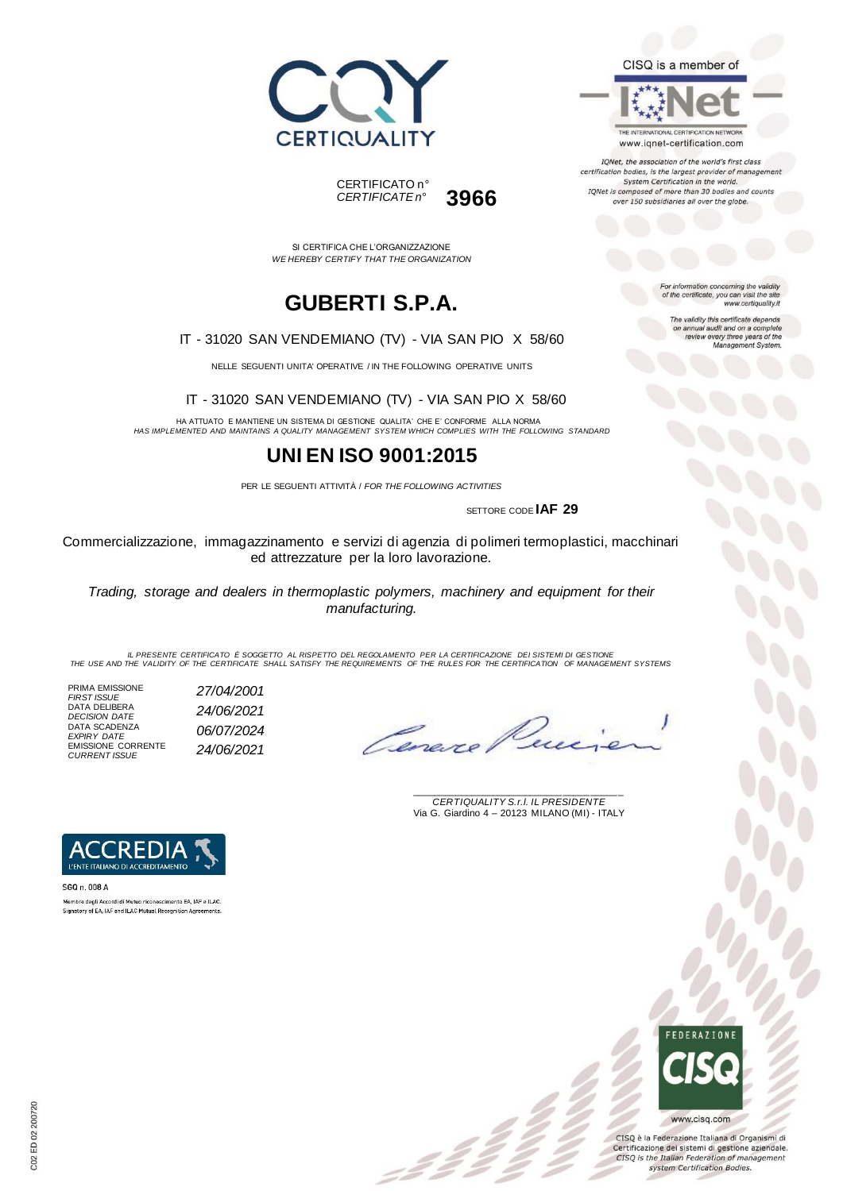CERTIQUALITY

CISQ is a member of

IQNet

THE INTERNATIONAL CERTIFICATION NETWORK
www.iqnet-certification.com

*IQNet, the association of the world's first class certification bodies, is the largest provider of management System Certification in the world. IQNet is composed of more than 30 bodies and counts over 150 subsidiaries all over the globe.*

CERTIFICATO n°
*CERTIFICATE n°* **3966**

SI CERTIFICA CHE L'ORGANIZZAZIONE
*WE HEREBY CERTIFY THAT THE ORGANIZATION*

*For information concerning the validity of the certificate, you can visit the site www.certiquality.it*

*The validity this certificate depends on annual audit and on a complete review every three years of the Management System.*

# GUBERTI S.P.A.

IT - 31020 SAN VENDEMIANO (TV) - VIA SAN PIO X 58/60

NELLE SEGUENTI UNITA' OPERATIVE / IN THE FOLLOWING OPERATIVE UNITS

IT - 31020 SAN VENDEMIANO (TV) - VIA SAN PIO X 58/60

HA ATTUATO E MANTIENE UN SISTEMA DI GESTIONE QUALITA' CHE E' CONFORME ALLA NORMA
*HAS IMPLEMENTED AND MAINTAINS A QUALITY MANAGEMENT SYSTEM WHICH COMPLIES WITH THE FOLLOWING STANDARD*

# UNI EN ISO 9001:2015

PER LE SEGUENTI ATTIVITÀ / *FOR THE FOLLOWING ACTIVITIES*

SETTORE CODE **IAF 29**

Commercializzazione, immagazzinamento e servizi di agenzia di polimeri termoplastici, macchinari ed attrezzature per la loro lavorazione.

*Trading, storage and dealers in thermoplastic polymers, machinery and equipment for their manufacturing.*

*IL PRESENTE CERTIFICATO È SOGGETTO AL RISPETTO DEL REGOLAMENTO PER LA CERTIFICAZIONE DEI SISTEMI DI GESTIONE*
*THE USE AND THE VALIDITY OF THE CERTIFICATE SHALL SATISFY THE REQUIREMENTS OF THE RULES FOR THE CERTIFICATION OF MANAGEMENT SYSTEMS*

| | |
|---|---|
| PRIMA EMISSIONE *FIRST ISSUE* | *27/04/2001* |
| DATA DELIBERA *DECISION DATE* | *24/06/2021* |
| DATA SCADENZA *EXPIRY DATE* | *06/07/2024* |
| EMISSIONE CORRENTE *CURRENT ISSUE* | *24/06/2021* |

*CERTIQUALITY S.r.l. IL PRESIDENTE*
Via G. Giardino 4 – 20123 MILANO (MI) - ITALY

ACCREDIA
L'ENTE ITALIANO DI ACCREDITAMENTO

SGQ n. 008 A

Membro degli Accordi di Mutuo riconoscimento EA, IAF e ILAC.
Signatory of EA, IAF and ILAC Mutual Recognition Agreements.

FEDERAZIONE CISQ

www.cisq.com

CISQ è la Federazione Italiana di Organismi di Certificazione dei sistemi di gestione aziendale.
*CISQ is the Italian Federation of management system Certification Bodies.*

C02 ED 02 200720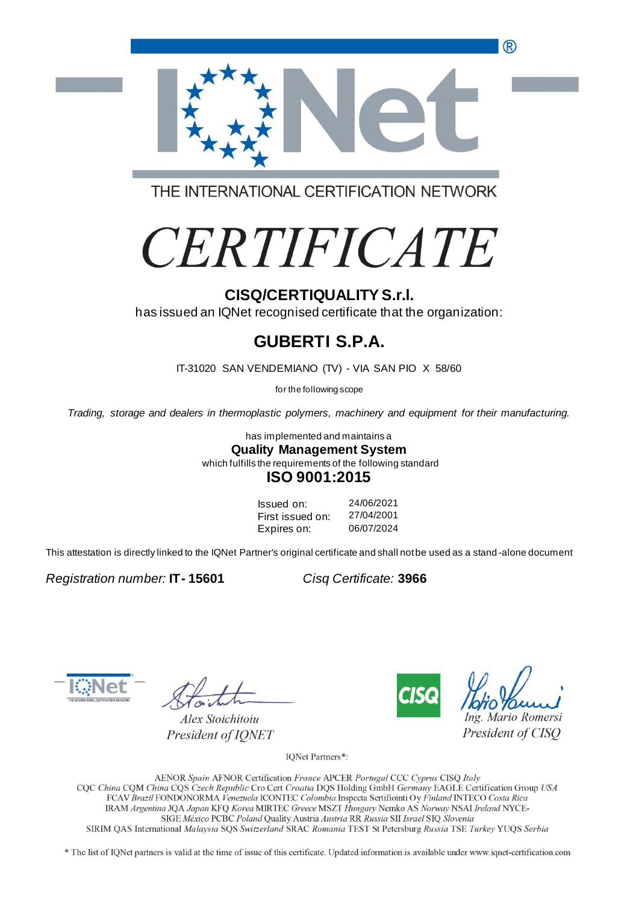THE INTERNATIONAL CERTIFICATION NETWORK

# CERTIFICATE

**CISQ/CERTIQUALITY S.r.l.**

has issued an IQNet recognised certificate that the organization:

## GUBERTI S.P.A.

IT-31020 SAN VENDEMIANO (TV) - VIA SAN PIO X 58/60

for the following scope

*Trading, storage and dealers in thermoplastic polymers, machinery and equipment for their manufacturing.*

has implemented and maintains a

**Quality Management System**

which fulfills the requirements of the following standard

**ISO 9001:2015**

| | |
|---|---|
| Issued on: | 24/06/2021 |
| First issued on: | 27/04/2001 |
| Expires on: | 06/07/2024 |

This attestation is directly linked to the IQNet Partner's original certificate and shall not be used as a stand-alone document

*Registration number:* **IT - 15601** *Cisq Certificate:* **3966**

*Alex Stoichitoiu*
*President of IQNET*

*Ing. Mario Romersi*
*President of CISQ*

IQNet Partners*:

AENOR *Spain* AFNOR Certification *France* APCER *Portugal* CCC *Cyprus* CISQ *Italy* CQC *China* CQM *China* CQS *Czech Republic* Cro Cert *Croatia* DQS Holding GmbH *Germany* EAGLE Certification Group *USA* FCAV *Brazil* FONDONORMA *Venezuela* ICONTEC *Colombia* Inspecta Sertifiointi Oy *Finland* INTECO *Costa Rica* IRAM *Argentina* JQA *Japan* KFQ *Korea* MIRTEC *Greece* MSZT *Hungary* Nemko AS *Norway* NSAI *Ireland* NYCE-SIGE *México* PCBC *Poland* Quality Austria *Austria* RR *Russia* SII *Israel* SIQ *Slovenia* SIRIM QAS International *Malaysia* SQS *Switzerland* SRAC *Romania* TEST St Petersburg *Russia* TSE *Turkey* YUQS *Serbia*

* The list of IQNet partners is valid at the time of issue of this certificate. Updated information is available under www.iqnet-certification.com